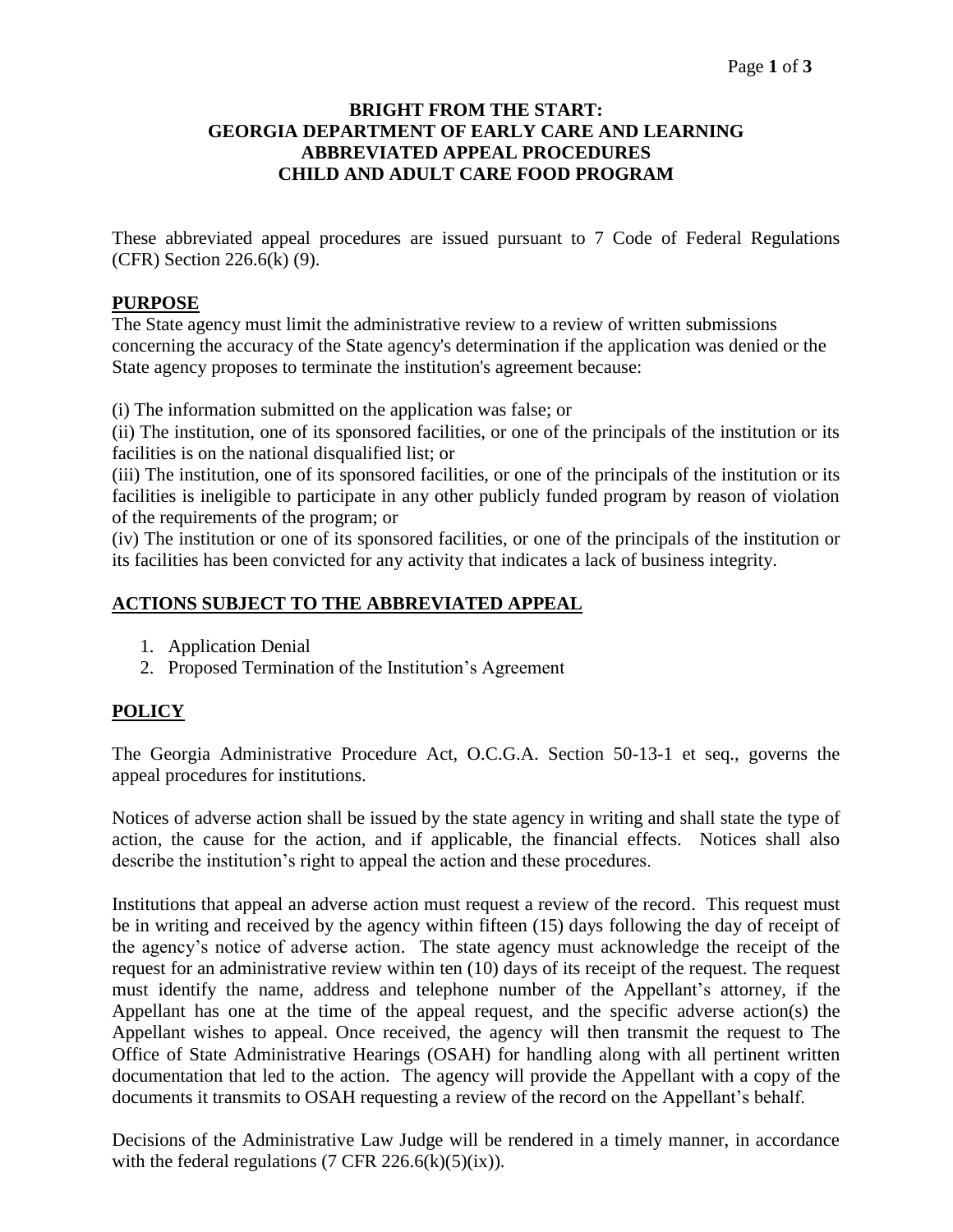# BRIGHT FROM THE START:
# GEORGIA DEPARTMENT OF EARLY CARE AND LEARNING
# ABBREVIATED APPEAL PROCEDURES
# CHILD AND ADULT CARE FOOD PROGRAM

These abbreviated appeal procedures are issued pursuant to 7 Code of Federal Regulations (CFR) Section 226.6(k) (9).

## PURPOSE

The State agency must limit the administrative review to a review of written submissions concerning the accuracy of the State agency's determination if the application was denied or the State agency proposes to terminate the institution's agreement because:

(i) The information submitted on the application was false; or

(ii) The institution, one of its sponsored facilities, or one of the principals of the institution or its facilities is on the national disqualified list; or

(iii) The institution, one of its sponsored facilities, or one of the principals of the institution or its facilities is ineligible to participate in any other publicly funded program by reason of violation of the requirements of the program; or

(iv) The institution or one of its sponsored facilities, or one of the principals of the institution or its facilities has been convicted for any activity that indicates a lack of business integrity.

## ACTIONS SUBJECT TO THE ABBREVIATED APPEAL

1. Application Denial
2. Proposed Termination of the Institution's Agreement

## POLICY

The Georgia Administrative Procedure Act, O.C.G.A. Section 50-13-1 et seq., governs the appeal procedures for institutions.

Notices of adverse action shall be issued by the state agency in writing and shall state the type of action, the cause for the action, and if applicable, the financial effects. Notices shall also describe the institution's right to appeal the action and these procedures.

Institutions that appeal an adverse action must request a review of the record. This request must be in writing and received by the agency within fifteen (15) days following the day of receipt of the agency's notice of adverse action. The state agency must acknowledge the receipt of the request for an administrative review within ten (10) days of its receipt of the request. The request must identify the name, address and telephone number of the Appellant's attorney, if the Appellant has one at the time of the appeal request, and the specific adverse action(s) the Appellant wishes to appeal. Once received, the agency will then transmit the request to The Office of State Administrative Hearings (OSAH) for handling along with all pertinent written documentation that led to the action. The agency will provide the Appellant with a copy of the documents it transmits to OSAH requesting a review of the record on the Appellant's behalf.

Decisions of the Administrative Law Judge will be rendered in a timely manner, in accordance with the federal regulations (7 CFR 226.6(k)(5)(ix)).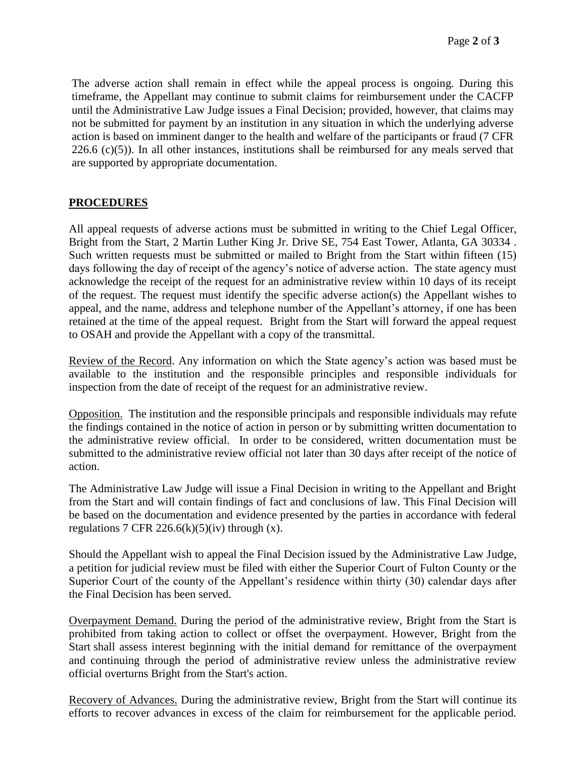The adverse action shall remain in effect while the appeal process is ongoing. During this timeframe, the Appellant may continue to submit claims for reimbursement under the CACFP until the Administrative Law Judge issues a Final Decision; provided, however, that claims may not be submitted for payment by an institution in any situation in which the underlying adverse action is based on imminent danger to the health and welfare of the participants or fraud (7 CFR 226.6 (c)(5)). In all other instances, institutions shall be reimbursed for any meals served that are supported by appropriate documentation.

## PROCEDURES

All appeal requests of adverse actions must be submitted in writing to the Chief Legal Officer, Bright from the Start, 2 Martin Luther King Jr. Drive SE, 754 East Tower, Atlanta, GA 30334 . Such written requests must be submitted or mailed to Bright from the Start within fifteen (15) days following the day of receipt of the agency's notice of adverse action. The state agency must acknowledge the receipt of the request for an administrative review within 10 days of its receipt of the request. The request must identify the specific adverse action(s) the Appellant wishes to appeal, and the name, address and telephone number of the Appellant's attorney, if one has been retained at the time of the appeal request. Bright from the Start will forward the appeal request to OSAH and provide the Appellant with a copy of the transmittal.

Review of the Record. Any information on which the State agency's action was based must be available to the institution and the responsible principles and responsible individuals for inspection from the date of receipt of the request for an administrative review.

Opposition. The institution and the responsible principals and responsible individuals may refute the findings contained in the notice of action in person or by submitting written documentation to the administrative review official. In order to be considered, written documentation must be submitted to the administrative review official not later than 30 days after receipt of the notice of action.

The Administrative Law Judge will issue a Final Decision in writing to the Appellant and Bright from the Start and will contain findings of fact and conclusions of law. This Final Decision will be based on the documentation and evidence presented by the parties in accordance with federal regulations 7 CFR 226.6(k)(5)(iv) through (x).

Should the Appellant wish to appeal the Final Decision issued by the Administrative Law Judge, a petition for judicial review must be filed with either the Superior Court of Fulton County or the Superior Court of the county of the Appellant's residence within thirty (30) calendar days after the Final Decision has been served.

Overpayment Demand. During the period of the administrative review, Bright from the Start is prohibited from taking action to collect or offset the overpayment. However, Bright from the Start shall assess interest beginning with the initial demand for remittance of the overpayment and continuing through the period of administrative review unless the administrative review official overturns Bright from the Start's action.

Recovery of Advances. During the administrative review, Bright from the Start will continue its efforts to recover advances in excess of the claim for reimbursement for the applicable period.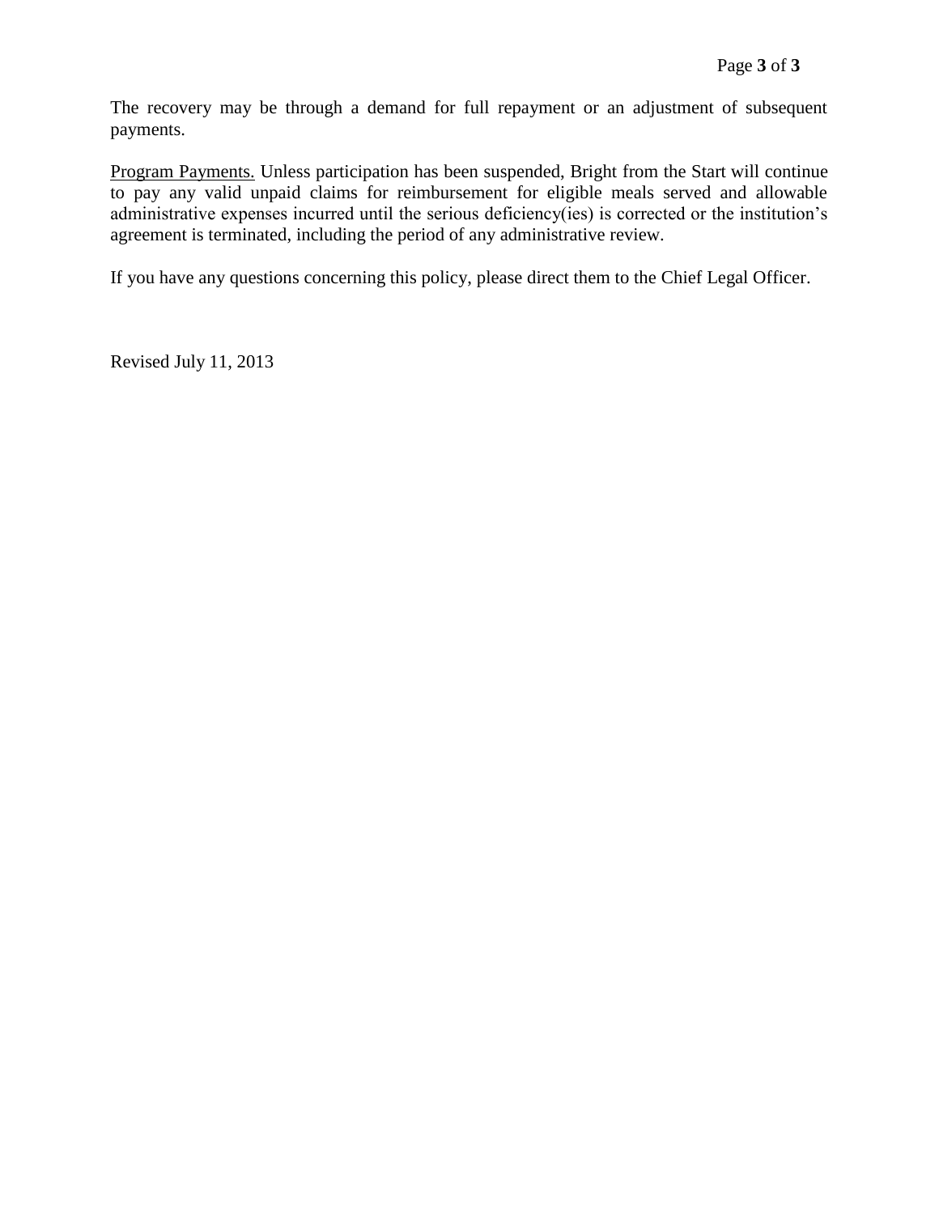The recovery may be through a demand for full repayment or an adjustment of subsequent payments.

Program Payments. Unless participation has been suspended, Bright from the Start will continue to pay any valid unpaid claims for reimbursement for eligible meals served and allowable administrative expenses incurred until the serious deficiency(ies) is corrected or the institution's agreement is terminated, including the period of any administrative review.

If you have any questions concerning this policy, please direct them to the Chief Legal Officer.

Revised July 11, 2013